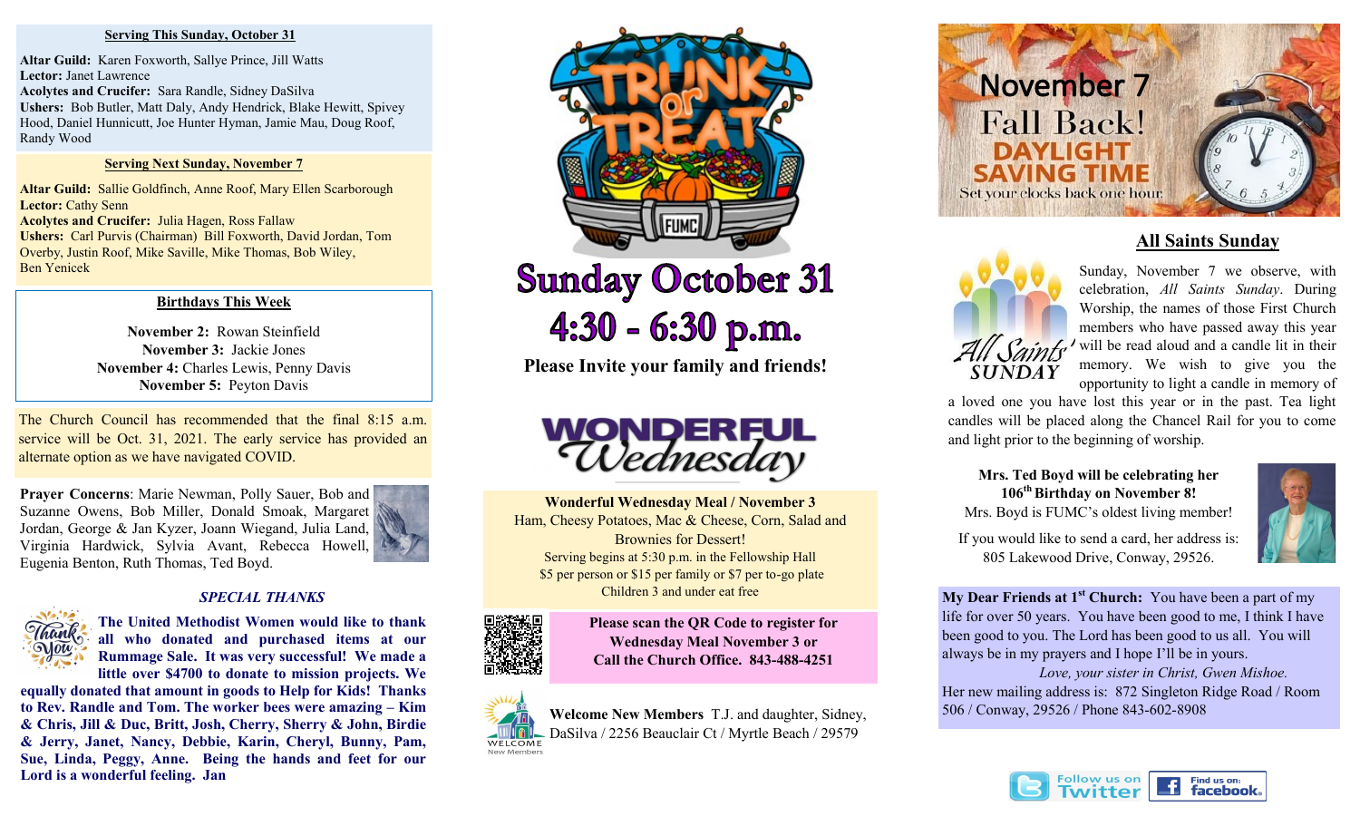**Serving This Sunday, October 31**

**Altar Guild:** Karen Foxworth, Sallye Prince, Jill Watts
**Lector:** Janet Lawrence
**Acolytes and Crucifer:** Sara Randle, Sidney DaSilva
**Ushers:** Bob Butler, Matt Daly, Andy Hendrick, Blake Hewitt, Spivey Hood, Daniel Hunnicutt, Joe Hunter Hyman, Jamie Mau, Doug Roof, Randy Wood

**Serving Next Sunday, November 7**

**Altar Guild:** Sallie Goldfinch, Anne Roof, Mary Ellen Scarborough
**Lector:** Cathy Senn
**Acolytes and Crucifer:** Julia Hagen, Ross Fallaw
**Ushers:** Carl Purvis (Chairman) Bill Foxworth, David Jordan, Tom Overby, Justin Roof, Mike Saville, Mike Thomas, Bob Wiley, Ben Yenicek

**Birthdays This Week**

**November 2:** Rowan Steinfield
**November 3:** Jackie Jones
**November 4:** Charles Lewis, Penny Davis
**November 5:** Peyton Davis

The Church Council has recommended that the final 8:15 a.m. service will be Oct. 31, 2021. The early service has provided an alternate option as we have navigated COVID.

**Prayer Concerns**: Marie Newman, Polly Sauer, Bob and Suzanne Owens, Bob Miller, Donald Smoak, Margaret Jordan, George & Jan Kyzer, Joann Wiegand, Julia Land, Virginia Hardwick, Sylvia Avant, Rebecca Howell, Eugenia Benton, Ruth Thomas, Ted Boyd.

***SPECIAL THANKS***

**The United Methodist Women would like to thank all who donated and purchased items at our Rummage Sale. It was very successful! We made a little over $4700 to donate to mission projects. We equally donated that amount in goods to Help for Kids! Thanks to Rev. Randle and Tom. The worker bees were amazing – Kim & Chris, Jill & Duc, Britt, Josh, Cherry, Sherry & John, Birdie & Jerry, Janet, Nancy, Debbie, Karin, Cheryl, Bunny, Pam, Sue, Linda, Peggy, Anne. Being the hands and feet for our Lord is a wonderful feeling. Jan**

# TRUNK or TREAT

# Sunday October 31
# 4:30 - 6:30 p.m.

**Please Invite your family and friends!**

## WONDERFUL Wednesday

**Wonderful Wednesday Meal / November 3**
Ham, Cheesy Potatoes, Mac & Cheese, Corn, Salad and Brownies for Dessert!
Serving begins at 5:30 p.m. in the Fellowship Hall
$5 per person or $15 per family or $7 per to-go plate
Children 3 and under eat free

**Please scan the QR Code to register for Wednesday Meal November 3 or Call the Church Office. 843-488-4251**

**Welcome New Members** T.J. and daughter, Sidney, DaSilva / 2256 Beauclair Ct / Myrtle Beach / 29579

## November 7 Fall Back! DAYLIGHT SAVING TIME

Set your clocks back one hour.

## All Saints Sunday

Sunday, November 7 we observe, with celebration, *All Saints Sunday*. During Worship, the names of those First Church members who have passed away this year will be read aloud and a candle lit in their memory. We wish to give you the opportunity to light a candle in memory of a loved one you have lost this year or in the past. Tea light candles will be placed along the Chancel Rail for you to come and light prior to the beginning of worship.

**Mrs. Ted Boyd will be celebrating her 106th Birthday on November 8!**
Mrs. Boyd is FUMC's oldest living member!

If you would like to send a card, her address is: 805 Lakewood Drive, Conway, 29526.

**My Dear Friends at 1st Church:** You have been a part of my life for over 50 years. You have been good to me, I think I have been good to you. The Lord has been good to us all. You will always be in my prayers and I hope I'll be in yours.
*Love, your sister in Christ, Gwen Mishoe.*
Her new mailing address is: 872 Singleton Ridge Road / Room 506 / Conway, 29526 / Phone 843-602-8908

Follow us on Twitter | Find us on: facebook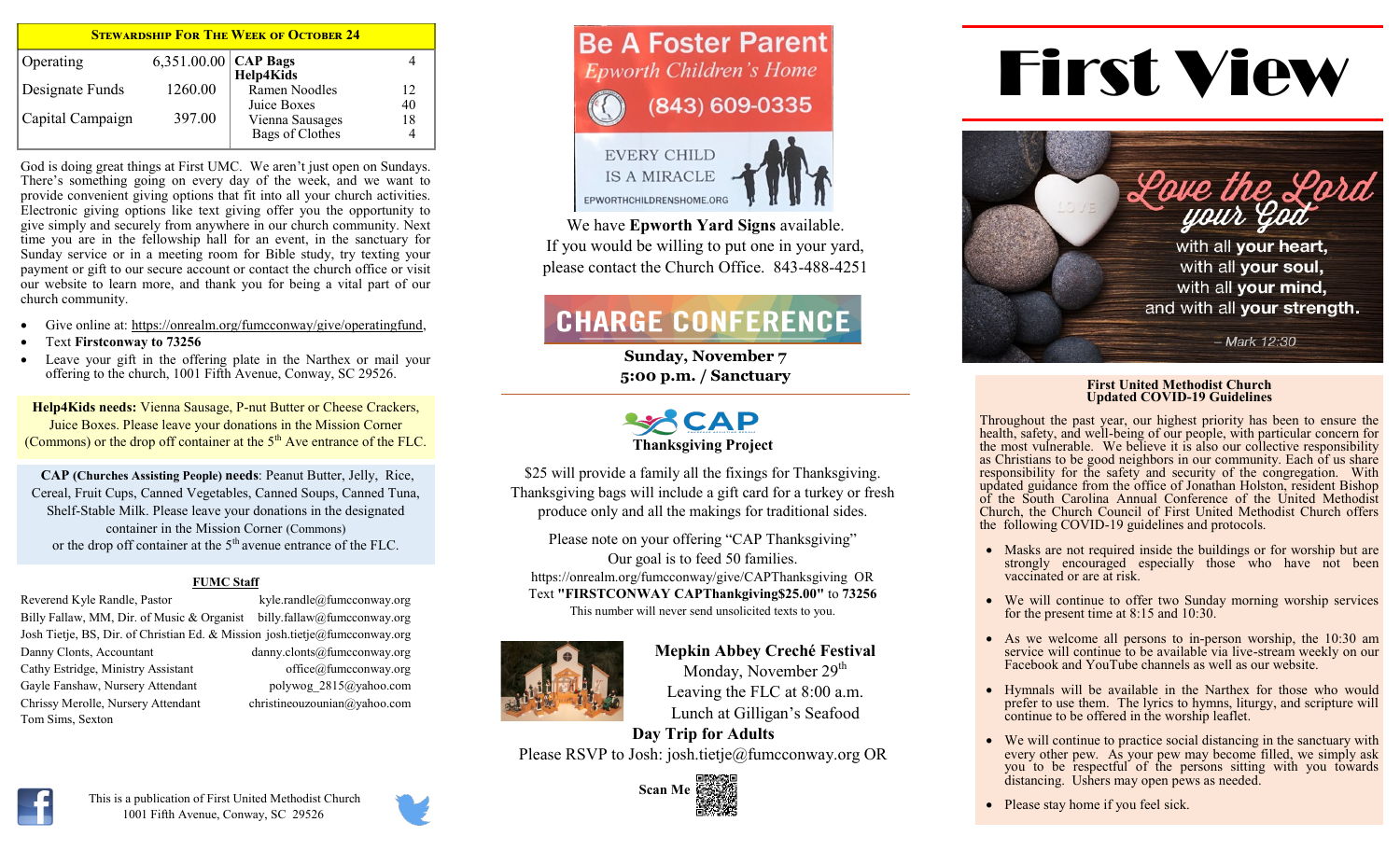## Stewardship For The Week of October 24

| | | | |
|---|---|---|---|
| Operating | 6,351.00.00 | **CAP Bags** | 4 |
| | | **Help4Kids** | |
| Designate Funds | 1260.00 | Ramen Noodles | 12 |
| | | Juice Boxes | 40 |
| Capital Campaign | 397.00 | Vienna Sausages | 18 |
| | | Bags of Clothes | 4 |

God is doing great things at First UMC. We aren't just open on Sundays. There's something going on every day of the week, and we want to provide convenient giving options that fit into all your church activities. Electronic giving options like text giving offer you the opportunity to give simply and securely from anywhere in our church community. Next time you are in the fellowship hall for an event, in the sanctuary for Sunday service or in a meeting room for Bible study, try texting your payment or gift to our secure account or contact the church office or visit our website to learn more, and thank you for being a vital part of our church community.

- Give online at: https://onrealm.org/fumcconway/give/operatingfund,
- Text **Firstconway to 73256**
- Leave your gift in the offering plate in the Narthex or mail your offering to the church, 1001 Fifth Avenue, Conway, SC 29526.

**Help4Kids needs:** Vienna Sausage, P-nut Butter or Cheese Crackers, Juice Boxes. Please leave your donations in the Mission Corner (Commons) or the drop off container at the 5th Ave entrance of the FLC.

**CAP (Churches Assisting People) needs**: Peanut Butter, Jelly, Rice, Cereal, Fruit Cups, Canned Vegetables, Canned Soups, Canned Tuna, Shelf-Stable Milk. Please leave your donations in the designated container in the Mission Corner (Commons) or the drop off container at the 5th avenue entrance of the FLC.

### FUMC Staff

| | |
|---|---|
| Reverend Kyle Randle, Pastor | kyle.randle@fumcconway.org |
| Billy Fallaw, MM, Dir. of Music & Organist | billy.fallaw@fumcconway.org |
| Josh Tietje, BS, Dir. of Christian Ed. & Mission | josh.tietje@fumcconway.org |
| Danny Clonts, Accountant | danny.clonts@fumcconway.org |
| Cathy Estridge, Ministry Assistant | office@fumcconway.org |
| Gayle Fanshaw, Nursery Attendant | polywog_2815@yahoo.com |
| Chrissy Merolle, Nursery Attendant | christineouzounian@yahoo.com |
| Tom Sims, Sexton | |

This is a publication of First United Methodist Church
1001 Fifth Avenue, Conway, SC 29526

## Be A Foster Parent

*Epworth Children's Home*

(843) 609-0335

EVERY CHILD IS A MIRACLE

EPWORTHCHILDRENSHOME.ORG

We have **Epworth Yard Signs** available. If you would be willing to put one in your yard, please contact the Church Office. 843-488-4251

## CHARGE CONFERENCE

**Sunday, November 7**
**5:00 p.m. / Sanctuary**

## CAP
**Thanksgiving Project**

$25 will provide a family all the fixings for Thanksgiving. Thanksgiving bags will include a gift card for a turkey or fresh produce only and all the makings for traditional sides.

Please note on your offering "CAP Thanksgiving"
Our goal is to feed 50 families.
https://onrealm.org/fumcconway/give/CAPThanksgiving OR
Text **"FIRSTCONWAY CAPThankgiving$25.00"** to **73256**
This number will never send unsolicited texts to you.

**Mepkin Abbey Creché Festival**
Monday, November 29th
Leaving the FLC at 8:00 a.m.
Lunch at Gilligan's Seafood
**Day Trip for Adults**
Please RSVP to Josh: josh.tietje@fumcconway.org OR

**Scan Me**

# First View

*Love the Lord your God*
with all **your heart,**
with all **your soul,**
with all **your mind,**
and with all **your strength.**
– Mark 12:30

### First United Methodist Church Updated COVID-19 Guidelines

Throughout the past year, our highest priority has been to ensure the health, safety, and well-being of our people, with particular concern for the most vulnerable. We believe it is also our collective responsibility as Christians to be good neighbors in our community. Each of us share responsibility for the safety and security of the congregation. With updated guidance from the office of Jonathan Holston, resident Bishop of the South Carolina Annual Conference of the United Methodist Church, the Church Council of First United Methodist Church offers the following COVID-19 guidelines and protocols.

- Masks are not required inside the buildings or for worship but are strongly encouraged especially those who have not been vaccinated or are at risk.
- We will continue to offer two Sunday morning worship services for the present time at 8:15 and 10:30.
- As we welcome all persons to in-person worship, the 10:30 am service will continue to be available via live-stream weekly on our Facebook and YouTube channels as well as our website.
- Hymnals will be available in the Narthex for those who would prefer to use them. The lyrics to hymns, liturgy, and scripture will continue to be offered in the worship leaflet.
- We will continue to practice social distancing in the sanctuary with every other pew. As your pew may become filled, we simply ask you to be respectful of the persons sitting with you towards distancing. Ushers may open pews as needed.
- Please stay home if you feel sick.